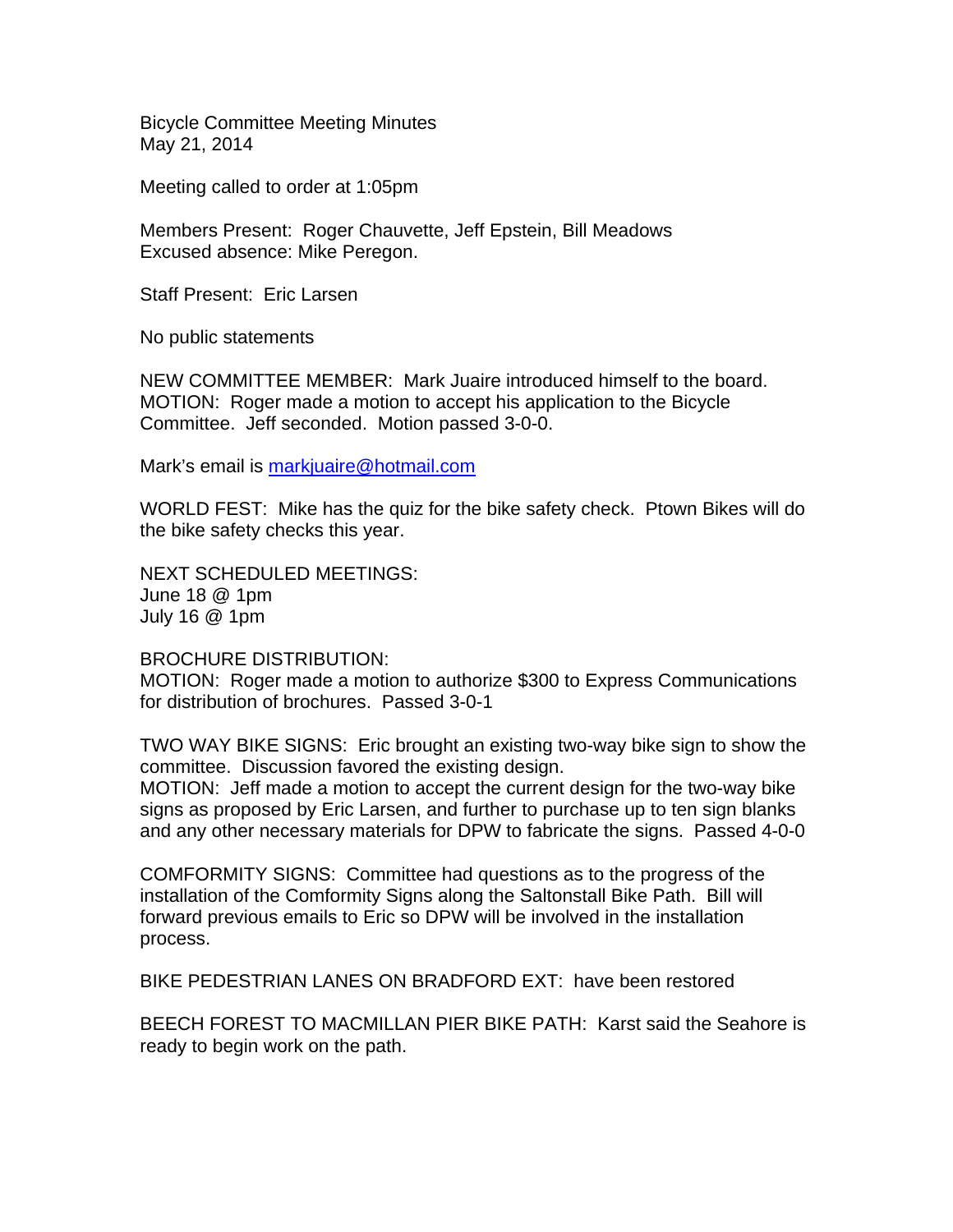Bicycle Committee Meeting Minutes
May 21, 2014

Meeting called to order at 1:05pm

Members Present: Roger Chauvette, Jeff Epstein, Bill Meadows
Excused absence: Mike Peregon.

Staff Present: Eric Larsen

No public statements

NEW COMMITTEE MEMBER: Mark Juaire introduced himself to the board.
MOTION: Roger made a motion to accept his application to the Bicycle Committee. Jeff seconded. Motion passed 3-0-0.

Mark's email is markjuaire@hotmail.com

WORLD FEST: Mike has the quiz for the bike safety check. Ptown Bikes will do the bike safety checks this year.

NEXT SCHEDULED MEETINGS:
June 18 @ 1pm
July 16 @ 1pm

BROCHURE DISTRIBUTION:
MOTION: Roger made a motion to authorize $300 to Express Communications for distribution of brochures. Passed 3-0-1

TWO WAY BIKE SIGNS: Eric brought an existing two-way bike sign to show the committee. Discussion favored the existing design.
MOTION: Jeff made a motion to accept the current design for the two-way bike signs as proposed by Eric Larsen, and further to purchase up to ten sign blanks and any other necessary materials for DPW to fabricate the signs. Passed 4-0-0

COMFORMITY SIGNS: Committee had questions as to the progress of the installation of the Comformity Signs along the Saltonstall Bike Path. Bill will forward previous emails to Eric so DPW will be involved in the installation process.

BIKE PEDESTRIAN LANES ON BRADFORD EXT: have been restored

BEECH FOREST TO MACMILLAN PIER BIKE PATH: Karst said the Seahore is ready to begin work on the path.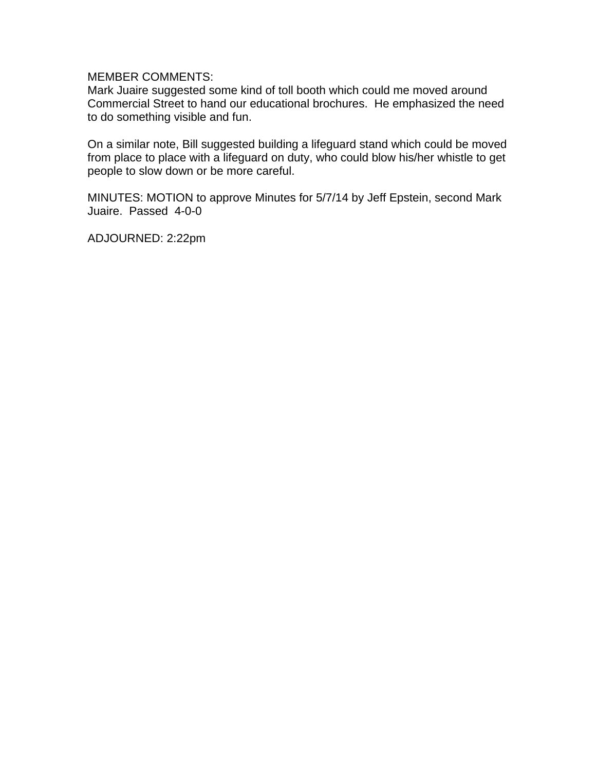MEMBER COMMENTS:
Mark Juaire suggested some kind of toll booth which could me moved around Commercial Street to hand our educational brochures.  He emphasized the need to do something visible and fun.

On a similar note, Bill suggested building a lifeguard stand which could be moved from place to place with a lifeguard on duty, who could blow his/her whistle to get people to slow down or be more careful.

MINUTES: MOTION to approve Minutes for 5/7/14 by Jeff Epstein, second Mark Juaire.  Passed  4-0-0

ADJOURNED: 2:22pm